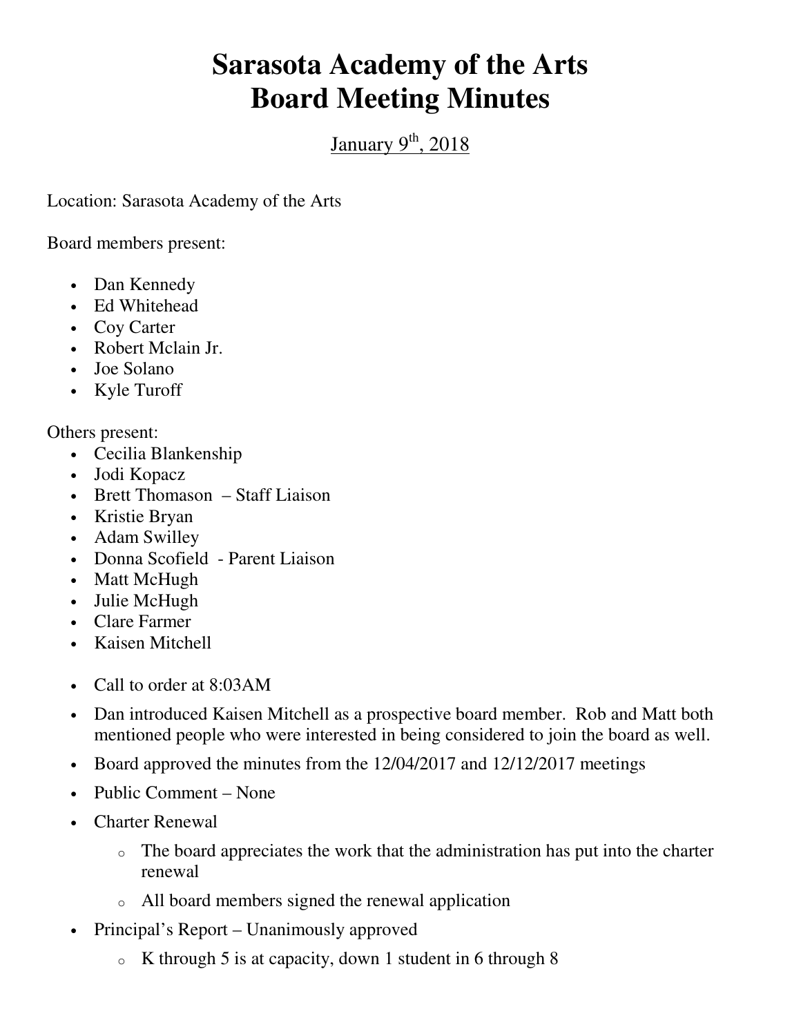# Sarasota Academy of the Arts
# Board Meeting Minutes

January 9th, 2018

Location: Sarasota Academy of the Arts

Board members present:

- Dan Kennedy
- Ed Whitehead
- Coy Carter
- Robert Mclain Jr.
- Joe Solano
- Kyle Turoff

Others present:

- Cecilia Blankenship
- Jodi Kopacz
- Brett Thomason – Staff Liaison
- Kristie Bryan
- Adam Swilley
- Donna Scofield - Parent Liaison
- Matt McHugh
- Julie McHugh
- Clare Farmer
- Kaisen Mitchell

- Call to order at 8:03AM
- Dan introduced Kaisen Mitchell as a prospective board member. Rob and Matt both mentioned people who were interested in being considered to join the board as well.
- Board approved the minutes from the 12/04/2017 and 12/12/2017 meetings
- Public Comment – None
- Charter Renewal
  - The board appreciates the work that the administration has put into the charter renewal
  - All board members signed the renewal application
- Principal's Report – Unanimously approved
  - K through 5 is at capacity, down 1 student in 6 through 8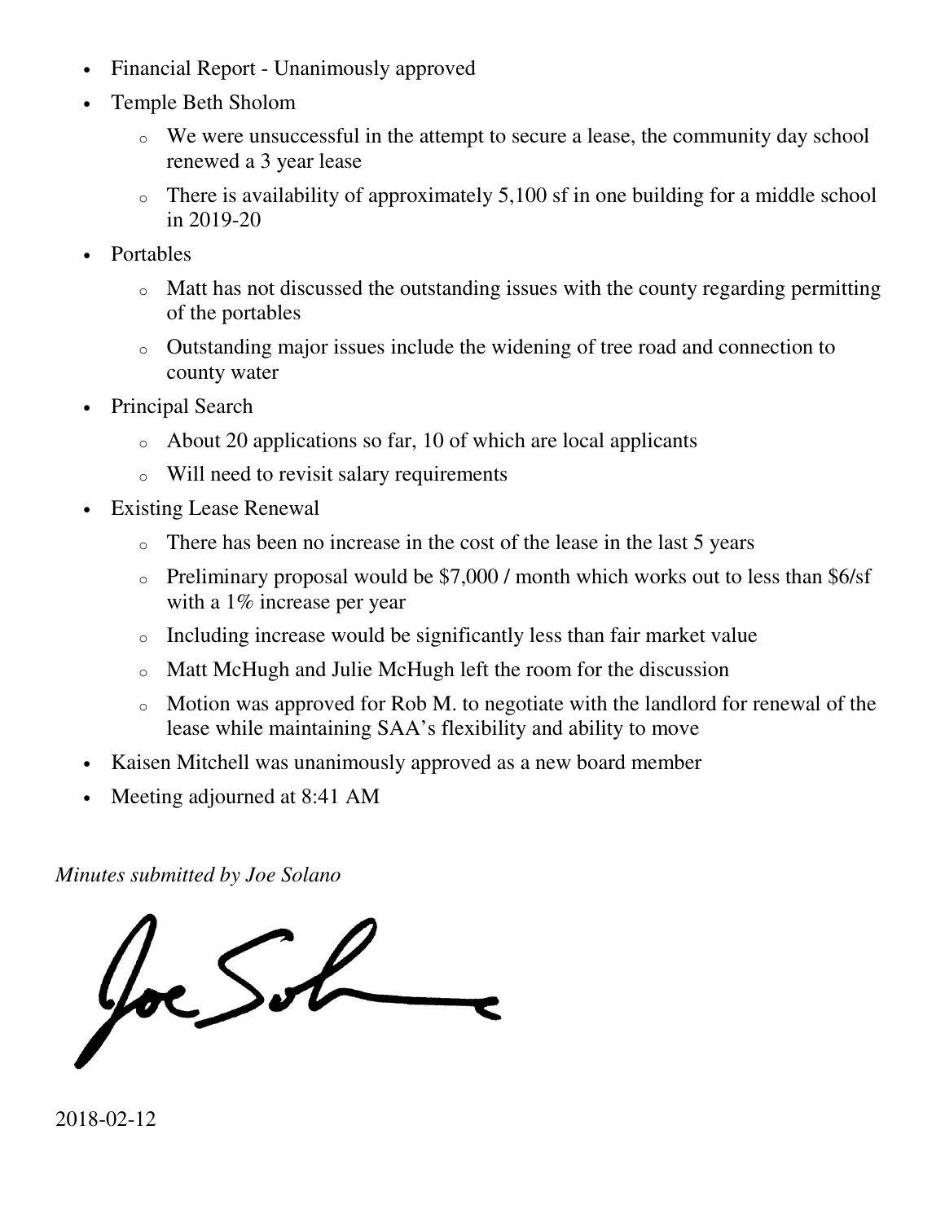- Financial Report - Unanimously approved
- Temple Beth Sholom
  - We were unsuccessful in the attempt to secure a lease, the community day school renewed a 3 year lease
  - There is availability of approximately 5,100 sf in one building for a middle school in 2019-20
- Portables
  - Matt has not discussed the outstanding issues with the county regarding permitting of the portables
  - Outstanding major issues include the widening of tree road and connection to county water
- Principal Search
  - About 20 applications so far, 10 of which are local applicants
  - Will need to revisit salary requirements
- Existing Lease Renewal
  - There has been no increase in the cost of the lease in the last 5 years
  - Preliminary proposal would be $7,000 / month which works out to less than $6/sf with a 1% increase per year
  - Including increase would be significantly less than fair market value
  - Matt McHugh and Julie McHugh left the room for the discussion
  - Motion was approved for Rob M. to negotiate with the landlord for renewal of the lease while maintaining SAA's flexibility and ability to move
- Kaisen Mitchell was unanimously approved as a new board member
- Meeting adjourned at 8:41 AM

*Minutes submitted by Joe Solano*

2018-02-12